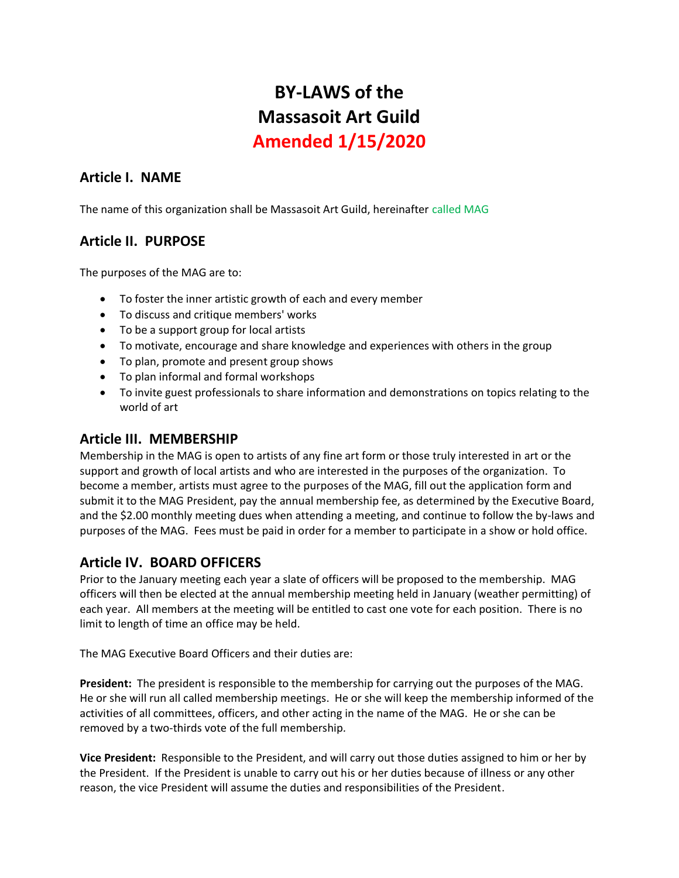# BY-LAWS of the Massasoit Art Guild

## Amended 1/15/2020

## Article I. NAME

The name of this organization shall be Massasoit Art Guild, hereinafter called MAG

## Article II. PURPOSE

The purposes of the MAG are to:

- To foster the inner artistic growth of each and every member
- To discuss and critique members' works
- To be a support group for local artists
- To motivate, encourage and share knowledge and experiences with others in the group
- To plan, promote and present group shows
- To plan informal and formal workshops
- To invite guest professionals to share information and demonstrations on topics relating to the world of art

## Article III. MEMBERSHIP

Membership in the MAG is open to artists of any fine art form or those truly interested in art or the support and growth of local artists and who are interested in the purposes of the organization. To become a member, artists must agree to the purposes of the MAG, fill out the application form and submit it to the MAG President, pay the annual membership fee, as determined by the Executive Board, and the $2.00 monthly meeting dues when attending a meeting, and continue to follow the by-laws and purposes of the MAG. Fees must be paid in order for a member to participate in a show or hold office.

## Article IV. BOARD OFFICERS

Prior to the January meeting each year a slate of officers will be proposed to the membership. MAG officers will then be elected at the annual membership meeting held in January (weather permitting) of each year. All members at the meeting will be entitled to cast one vote for each position. There is no limit to length of time an office may be held.

The MAG Executive Board Officers and their duties are:

**President:** The president is responsible to the membership for carrying out the purposes of the MAG. He or she will run all called membership meetings. He or she will keep the membership informed of the activities of all committees, officers, and other acting in the name of the MAG. He or she can be removed by a two-thirds vote of the full membership.

**Vice President:** Responsible to the President, and will carry out those duties assigned to him or her by the President. If the President is unable to carry out his or her duties because of illness or any other reason, the vice President will assume the duties and responsibilities of the President.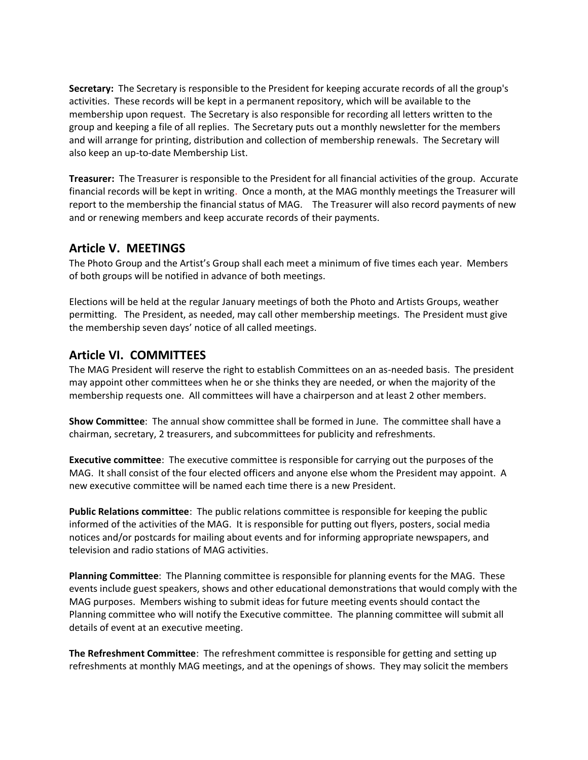**Secretary:** The Secretary is responsible to the President for keeping accurate records of all the group's activities. These records will be kept in a permanent repository, which will be available to the membership upon request. The Secretary is also responsible for recording all letters written to the group and keeping a file of all replies. The Secretary puts out a monthly newsletter for the members and will arrange for printing, distribution and collection of membership renewals. The Secretary will also keep an up-to-date Membership List.

**Treasurer:** The Treasurer is responsible to the President for all financial activities of the group. Accurate financial records will be kept in writing. Once a month, at the MAG monthly meetings the Treasurer will report to the membership the financial status of MAG. The Treasurer will also record payments of new and or renewing members and keep accurate records of their payments.

## Article V. MEETINGS

The Photo Group and the Artist's Group shall each meet a minimum of five times each year. Members of both groups will be notified in advance of both meetings.

Elections will be held at the regular January meetings of both the Photo and Artists Groups, weather permitting. The President, as needed, may call other membership meetings. The President must give the membership seven days' notice of all called meetings.

## Article VI. COMMITTEES

The MAG President will reserve the right to establish Committees on an as-needed basis. The president may appoint other committees when he or she thinks they are needed, or when the majority of the membership requests one. All committees will have a chairperson and at least 2 other members.

**Show Committee**: The annual show committee shall be formed in June. The committee shall have a chairman, secretary, 2 treasurers, and subcommittees for publicity and refreshments.

**Executive committee**: The executive committee is responsible for carrying out the purposes of the MAG. It shall consist of the four elected officers and anyone else whom the President may appoint. A new executive committee will be named each time there is a new President.

**Public Relations committee**: The public relations committee is responsible for keeping the public informed of the activities of the MAG. It is responsible for putting out flyers, posters, social media notices and/or postcards for mailing about events and for informing appropriate newspapers, and television and radio stations of MAG activities.

**Planning Committee**: The Planning committee is responsible for planning events for the MAG. These events include guest speakers, shows and other educational demonstrations that would comply with the MAG purposes. Members wishing to submit ideas for future meeting events should contact the Planning committee who will notify the Executive committee. The planning committee will submit all details of event at an executive meeting.

**The Refreshment Committee**: The refreshment committee is responsible for getting and setting up refreshments at monthly MAG meetings, and at the openings of shows. They may solicit the members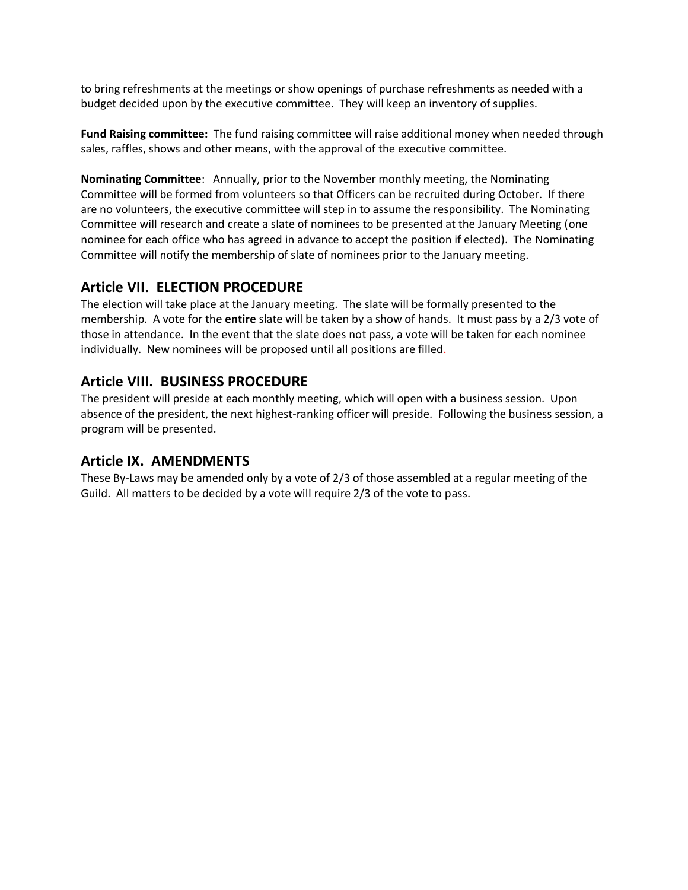to bring refreshments at the meetings or show openings of purchase refreshments as needed with a budget decided upon by the executive committee. They will keep an inventory of supplies.

**Fund Raising committee:** The fund raising committee will raise additional money when needed through sales, raffles, shows and other means, with the approval of the executive committee.

**Nominating Committee**: Annually, prior to the November monthly meeting, the Nominating Committee will be formed from volunteers so that Officers can be recruited during October. If there are no volunteers, the executive committee will step in to assume the responsibility. The Nominating Committee will research and create a slate of nominees to be presented at the January Meeting (one nominee for each office who has agreed in advance to accept the position if elected). The Nominating Committee will notify the membership of slate of nominees prior to the January meeting.

## Article VII. ELECTION PROCEDURE

The election will take place at the January meeting. The slate will be formally presented to the membership. A vote for the **entire** slate will be taken by a show of hands. It must pass by a 2/3 vote of those in attendance. In the event that the slate does not pass, a vote will be taken for each nominee individually. New nominees will be proposed until all positions are filled.

## Article VIII. BUSINESS PROCEDURE

The president will preside at each monthly meeting, which will open with a business session. Upon absence of the president, the next highest-ranking officer will preside. Following the business session, a program will be presented.

## Article IX. AMENDMENTS

These By-Laws may be amended only by a vote of 2/3 of those assembled at a regular meeting of the Guild. All matters to be decided by a vote will require 2/3 of the vote to pass.